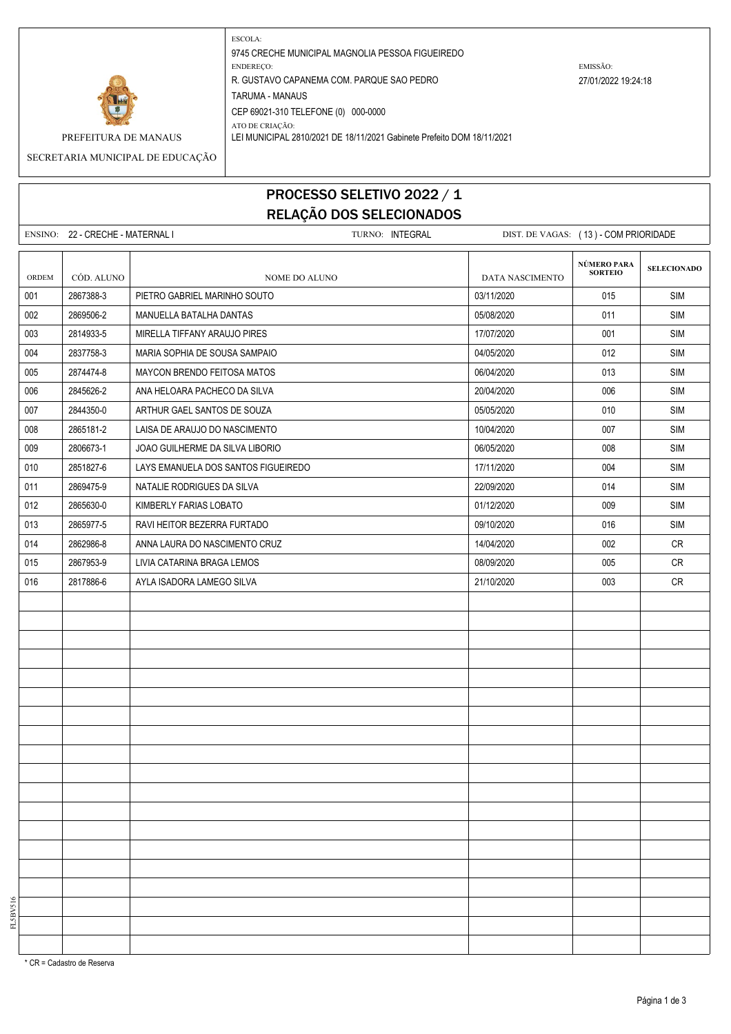PREFEITURA DE MANAUS

SECRETARIA MUNICIPAL DE EDUCAÇÃO

ESCOLA:
9745 CRECHE MUNICIPAL MAGNOLIA PESSOA FIGUEIREDO

ENDEREÇO:
R. GUSTAVO CAPANEMA COM. PARQUE SAO PEDRO
TARUMA - MANAUS
CEP 69021-310 TELEFONE (0) 000-0000

ATO DE CRIAÇÃO:
LEI MUNICIPAL 2810/2021 DE 18/11/2021 Gabinete Prefeito DOM 18/11/2021

EMISSÃO:
27/01/2022 19:24:18

# PROCESSO SELETIVO 2022 / 1
## RELAÇÃO DOS SELECIONADOS

ENSINO: 22 - CRECHE - MATERNAL I TURNO: INTEGRAL DIST. DE VAGAS: ( 13 ) - COM PRIORIDADE

| ORDEM | CÓD. ALUNO | NOME DO ALUNO | DATA NASCIMENTO | NÚMERO PARA SORTEIO | SELECIONADO |
|---|---|---|---|---|---|
| 001 | 2867388-3 | PIETRO GABRIEL MARINHO SOUTO | 03/11/2020 | 015 | SIM |
| 002 | 2869506-2 | MANUELLA BATALHA DANTAS | 05/08/2020 | 011 | SIM |
| 003 | 2814933-5 | MIRELLA TIFFANY ARAUJO PIRES | 17/07/2020 | 001 | SIM |
| 004 | 2837758-3 | MARIA SOPHIA DE SOUSA SAMPAIO | 04/05/2020 | 012 | SIM |
| 005 | 2874474-8 | MAYCON BRENDO FEITOSA MATOS | 06/04/2020 | 013 | SIM |
| 006 | 2845626-2 | ANA HELOARA PACHECO DA SILVA | 20/04/2020 | 006 | SIM |
| 007 | 2844350-0 | ARTHUR GAEL SANTOS DE SOUZA | 05/05/2020 | 010 | SIM |
| 008 | 2865181-2 | LAISA DE ARAUJO DO NASCIMENTO | 10/04/2020 | 007 | SIM |
| 009 | 2806673-1 | JOAO GUILHERME DA SILVA LIBORIO | 06/05/2020 | 008 | SIM |
| 010 | 2851827-6 | LAYS EMANUELA DOS SANTOS FIGUEIREDO | 17/11/2020 | 004 | SIM |
| 011 | 2869475-9 | NATALIE RODRIGUES DA SILVA | 22/09/2020 | 014 | SIM |
| 012 | 2865630-0 | KIMBERLY FARIAS LOBATO | 01/12/2020 | 009 | SIM |
| 013 | 2865977-5 | RAVI HEITOR BEZERRA FURTADO | 09/10/2020 | 016 | SIM |
| 014 | 2862986-8 | ANNA LAURA DO NASCIMENTO CRUZ | 14/04/2020 | 002 | CR |
| 015 | 2867953-9 | LIVIA CATARINA BRAGA LEMOS | 08/09/2020 | 005 | CR |
| 016 | 2817886-6 | AYLA ISADORA LAMEGO SILVA | 21/10/2020 | 003 | CR |

* CR = Cadastro de Reserva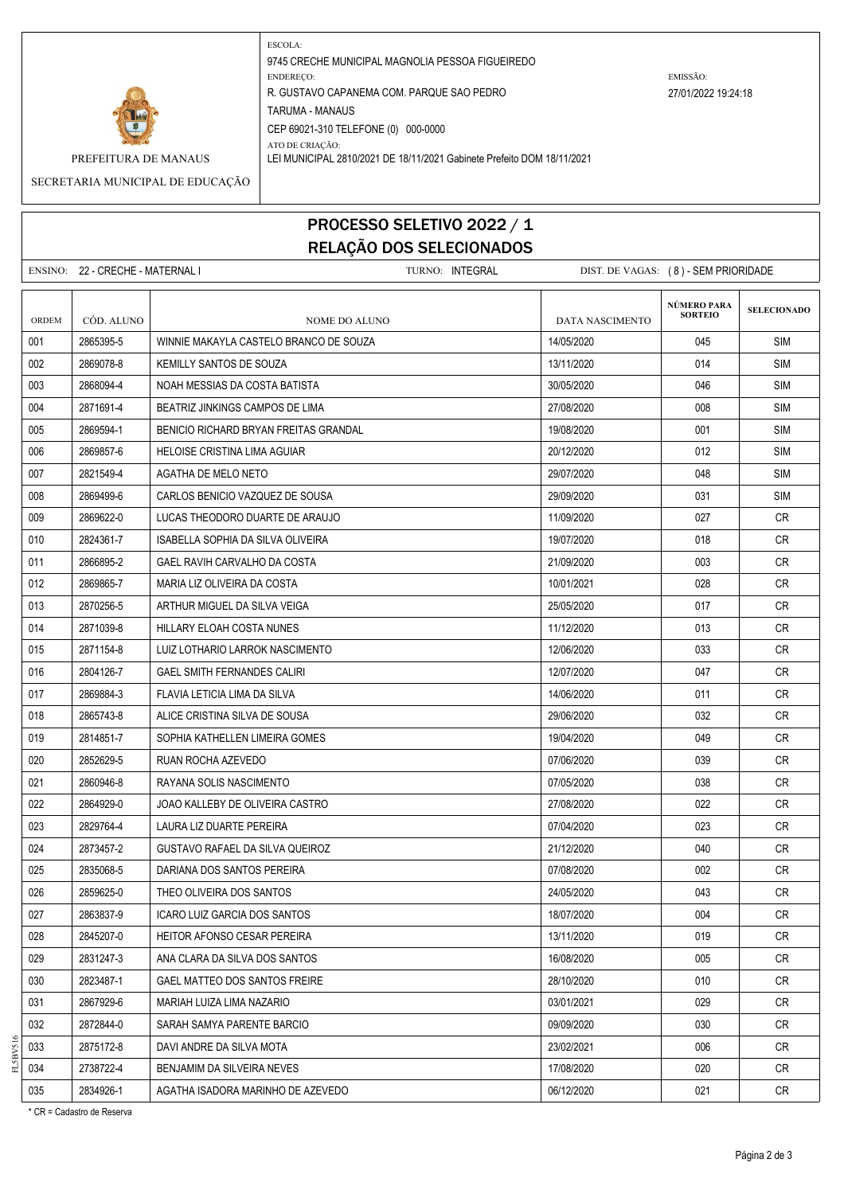PREFEITURA DE MANAUS

SECRETARIA MUNICIPAL DE EDUCAÇÃO

ESCOLA:
9745 CRECHE MUNICIPAL MAGNOLIA PESSOA FIGUEIREDO

ENDEREÇO:
R. GUSTAVO CAPANEMA COM. PARQUE SAO PEDRO
TARUMA - MANAUS
CEP 69021-310 TELEFONE (0) 000-0000

ATO DE CRIAÇÃO:
LEI MUNICIPAL 2810/2021 DE 18/11/2021 Gabinete Prefeito DOM 18/11/2021

EMISSÃO:
27/01/2022 19:24:18

# PROCESSO SELETIVO 2022 / 1
## RELAÇÃO DOS SELECIONADOS

ENSINO: 22 - CRECHE - MATERNAL I TURNO: INTEGRAL DIST. DE VAGAS: ( 8 ) - SEM PRIORIDADE

| ORDEM | CÓD. ALUNO | NOME DO ALUNO | DATA NASCIMENTO | NÚMERO PARA SORTEIO | SELECIONADO |
|---|---|---|---|---|---|
| 001 | 2865395-5 | WINNIE MAKAYLA CASTELO BRANCO DE SOUZA | 14/05/2020 | 045 | SIM |
| 002 | 2869078-8 | KEMILLY SANTOS DE SOUZA | 13/11/2020 | 014 | SIM |
| 003 | 2868094-4 | NOAH MESSIAS DA COSTA BATISTA | 30/05/2020 | 046 | SIM |
| 004 | 2871691-4 | BEATRIZ JINKINGS CAMPOS DE LIMA | 27/08/2020 | 008 | SIM |
| 005 | 2869594-1 | BENICIO RICHARD BRYAN FREITAS GRANDAL | 19/08/2020 | 001 | SIM |
| 006 | 2869857-6 | HELOISE CRISTINA LIMA AGUIAR | 20/12/2020 | 012 | SIM |
| 007 | 2821549-4 | AGATHA DE MELO NETO | 29/07/2020 | 048 | SIM |
| 008 | 2869499-6 | CARLOS BENICIO VAZQUEZ DE SOUSA | 29/09/2020 | 031 | SIM |
| 009 | 2869622-0 | LUCAS THEODORO DUARTE DE ARAUJO | 11/09/2020 | 027 | CR |
| 010 | 2824361-7 | ISABELLA SOPHIA DA SILVA OLIVEIRA | 19/07/2020 | 018 | CR |
| 011 | 2866895-2 | GAEL RAVIH CARVALHO DA COSTA | 21/09/2020 | 003 | CR |
| 012 | 2869865-7 | MARIA LIZ OLIVEIRA DA COSTA | 10/01/2021 | 028 | CR |
| 013 | 2870256-5 | ARTHUR MIGUEL DA SILVA VEIGA | 25/05/2020 | 017 | CR |
| 014 | 2871039-8 | HILLARY ELOAH COSTA NUNES | 11/12/2020 | 013 | CR |
| 015 | 2871154-8 | LUIZ LOTHARIO LARROK NASCIMENTO | 12/06/2020 | 033 | CR |
| 016 | 2804126-7 | GAEL SMITH FERNANDES CALIRI | 12/07/2020 | 047 | CR |
| 017 | 2869884-3 | FLAVIA LETICIA LIMA DA SILVA | 14/06/2020 | 011 | CR |
| 018 | 2865743-8 | ALICE CRISTINA SILVA DE SOUSA | 29/06/2020 | 032 | CR |
| 019 | 2814851-7 | SOPHIA KATHELLEN LIMEIRA GOMES | 19/04/2020 | 049 | CR |
| 020 | 2852629-5 | RUAN ROCHA AZEVEDO | 07/06/2020 | 039 | CR |
| 021 | 2860946-8 | RAYANA SOLIS NASCIMENTO | 07/05/2020 | 038 | CR |
| 022 | 2864929-0 | JOAO KALLEBY DE OLIVEIRA CASTRO | 27/08/2020 | 022 | CR |
| 023 | 2829764-4 | LAURA LIZ DUARTE PEREIRA | 07/04/2020 | 023 | CR |
| 024 | 2873457-2 | GUSTAVO RAFAEL DA SILVA QUEIROZ | 21/12/2020 | 040 | CR |
| 025 | 2835068-5 | DARIANA DOS SANTOS PEREIRA | 07/08/2020 | 002 | CR |
| 026 | 2859625-0 | THEO OLIVEIRA DOS SANTOS | 24/05/2020 | 043 | CR |
| 027 | 2863837-9 | ICARO LUIZ GARCIA DOS SANTOS | 18/07/2020 | 004 | CR |
| 028 | 2845207-0 | HEITOR AFONSO CESAR PEREIRA | 13/11/2020 | 019 | CR |
| 029 | 2831247-3 | ANA CLARA DA SILVA DOS SANTOS | 16/08/2020 | 005 | CR |
| 030 | 2823487-1 | GAEL MATTEO DOS SANTOS FREIRE | 28/10/2020 | 010 | CR |
| 031 | 2867929-6 | MARIAH LUIZA LIMA NAZARIO | 03/01/2021 | 029 | CR |
| 032 | 2872844-0 | SARAH SAMYA PARENTE BARCIO | 09/09/2020 | 030 | CR |
| 033 | 2875172-8 | DAVI ANDRE DA SILVA MOTA | 23/02/2021 | 006 | CR |
| 034 | 2738722-4 | BENJAMIM DA SILVEIRA NEVES | 17/08/2020 | 020 | CR |
| 035 | 2834926-1 | AGATHA ISADORA MARINHO DE AZEVEDO | 06/12/2020 | 021 | CR |

* CR = Cadastro de Reserva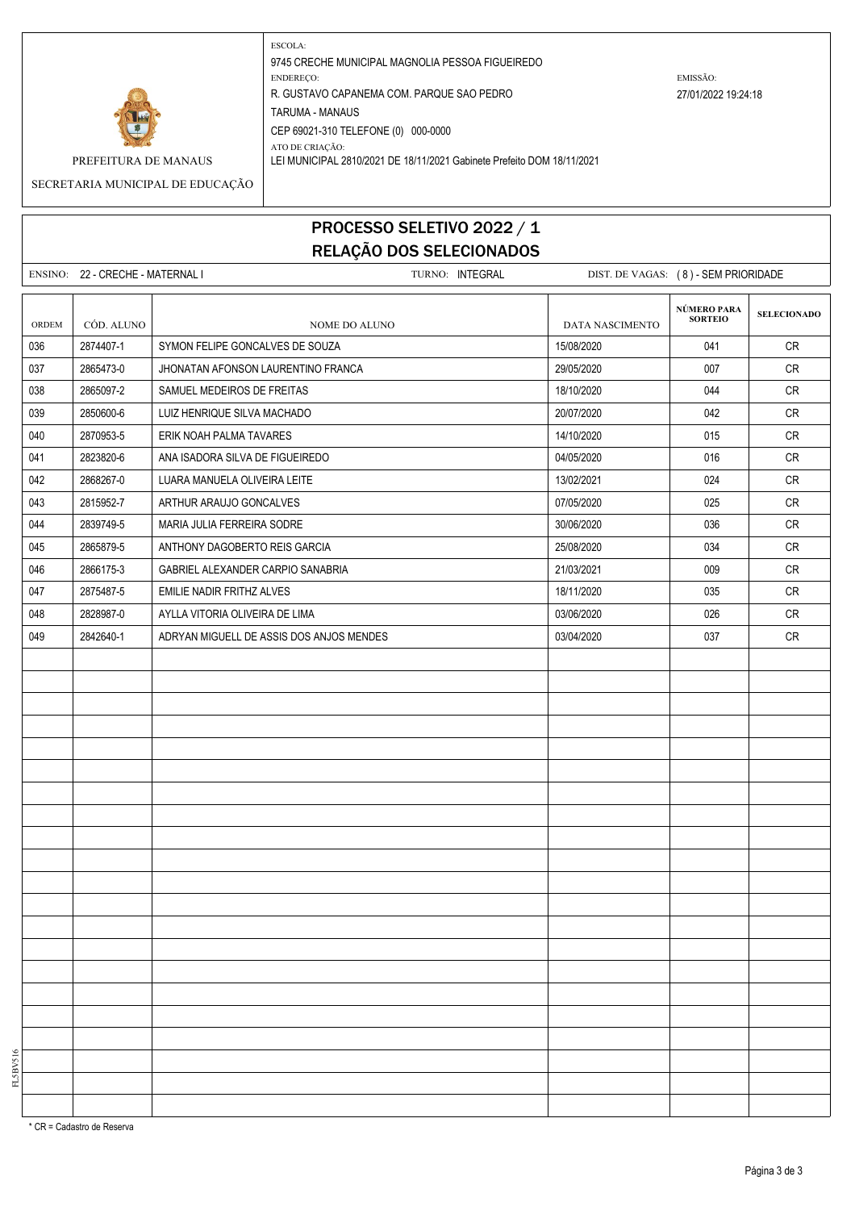PREFEITURA DE MANAUS

SECRETARIA MUNICIPAL DE EDUCAÇÃO

ESCOLA:
9745 CRECHE MUNICIPAL MAGNOLIA PESSOA FIGUEIREDO

ENDEREÇO:
R. GUSTAVO CAPANEMA COM. PARQUE SAO PEDRO
TARUMA - MANAUS
CEP 69021-310 TELEFONE (0) 000-0000

ATO DE CRIAÇÃO:
LEI MUNICIPAL 2810/2021 DE 18/11/2021 Gabinete Prefeito DOM 18/11/2021

EMISSÃO:
27/01/2022 19:24:18

# PROCESSO SELETIVO 2022 / 1
## RELAÇÃO DOS SELECIONADOS

ENSINO: 22 - CRECHE - MATERNAL I TURNO: INTEGRAL DIST. DE VAGAS: ( 8 ) - SEM PRIORIDADE

| ORDEM | CÓD. ALUNO | NOME DO ALUNO | DATA NASCIMENTO | NÚMERO PARA SORTEIO | SELECIONADO |
|---|---|---|---|---|---|
| 036 | 2874407-1 | SYMON FELIPE GONCALVES DE SOUZA | 15/08/2020 | 041 | CR |
| 037 | 2865473-0 | JHONATAN AFONSON LAURENTINO FRANCA | 29/05/2020 | 007 | CR |
| 038 | 2865097-2 | SAMUEL MEDEIROS DE FREITAS | 18/10/2020 | 044 | CR |
| 039 | 2850600-6 | LUIZ HENRIQUE SILVA MACHADO | 20/07/2020 | 042 | CR |
| 040 | 2870953-5 | ERIK NOAH PALMA TAVARES | 14/10/2020 | 015 | CR |
| 041 | 2823820-6 | ANA ISADORA SILVA DE FIGUEIREDO | 04/05/2020 | 016 | CR |
| 042 | 2868267-0 | LUARA MANUELA OLIVEIRA LEITE | 13/02/2021 | 024 | CR |
| 043 | 2815952-7 | ARTHUR ARAUJO GONCALVES | 07/05/2020 | 025 | CR |
| 044 | 2839749-5 | MARIA JULIA FERREIRA SODRE | 30/06/2020 | 036 | CR |
| 045 | 2865879-5 | ANTHONY DAGOBERTO REIS GARCIA | 25/08/2020 | 034 | CR |
| 046 | 2866175-3 | GABRIEL ALEXANDER CARPIO SANABRIA | 21/03/2021 | 009 | CR |
| 047 | 2875487-5 | EMILIE NADIR FRITHZ ALVES | 18/11/2020 | 035 | CR |
| 048 | 2828987-0 | AYLLA VITORIA OLIVEIRA DE LIMA | 03/06/2020 | 026 | CR |
| 049 | 2842640-1 | ADRYAN MIGUELL DE ASSIS DOS ANJOS MENDES | 03/04/2020 | 037 | CR |

* CR = Cadastro de Reserva